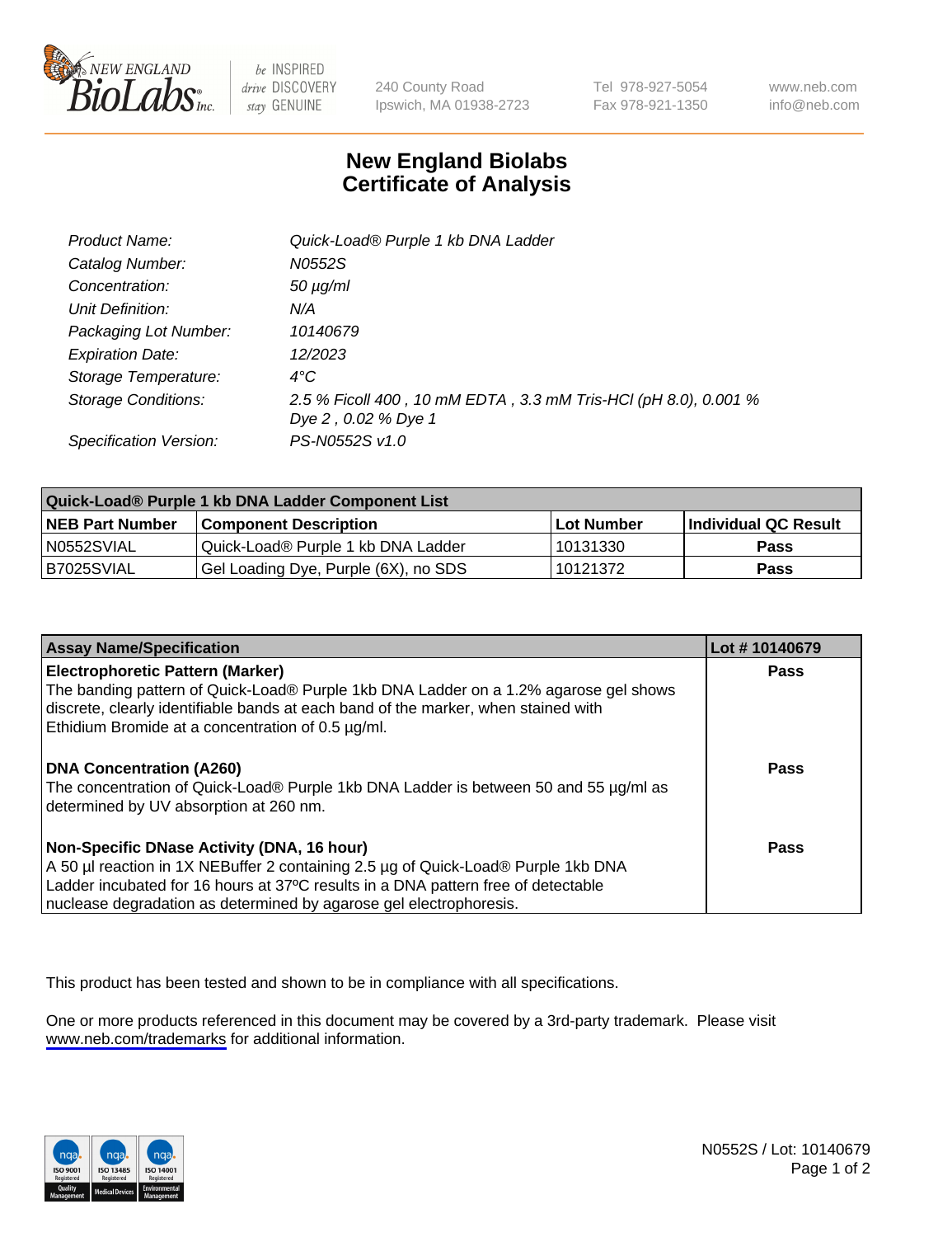# New England Biolabs Certificate of Analysis

| | |
|---|---|
| *Product Name:* | *Quick-Load® Purple 1 kb DNA Ladder* |
| *Catalog Number:* | *N0552S* |
| *Concentration:* | *50 µg/ml* |
| *Unit Definition:* | *N/A* |
| *Packaging Lot Number:* | *10140679* |
| *Expiration Date:* | *12/2023* |
| *Storage Temperature:* | *4°C* |
| *Storage Conditions:* | *2.5 % Ficoll 400 , 10 mM EDTA , 3.3 mM Tris-HCl (pH 8.0), 0.001 % Dye 2 , 0.02 % Dye 1* |
| *Specification Version:* | *PS-N0552S v1.0* |

| Quick-Load® Purple 1 kb DNA Ladder Component List | | | |
|---|---|---|---|
| **NEB Part Number** | **Component Description** | **Lot Number** | **Individual QC Result** |
| N0552SVIAL | Quick-Load® Purple 1 kb DNA Ladder | 10131330 | **Pass** |
| B7025SVIAL | Gel Loading Dye, Purple (6X), no SDS | 10121372 | **Pass** |

| Assay Name/Specification | Lot # 10140679 |
|---|---|
| **Electrophoretic Pattern (Marker)** The banding pattern of Quick-Load® Purple 1kb DNA Ladder on a 1.2% agarose gel shows discrete, clearly identifiable bands at each band of the marker, when stained with Ethidium Bromide at a concentration of 0.5 µg/ml. | **Pass** |
| **DNA Concentration (A260)** The concentration of Quick-Load® Purple 1kb DNA Ladder is between 50 and 55 µg/ml as determined by UV absorption at 260 nm. | **Pass** |
| **Non-Specific DNase Activity (DNA, 16 hour)** A 50 µl reaction in 1X NEBuffer 2 containing 2.5 µg of Quick-Load® Purple 1kb DNA Ladder incubated for 16 hours at 37ºC results in a DNA pattern free of detectable nuclease degradation as determined by agarose gel electrophoresis. | **Pass** |

This product has been tested and shown to be in compliance with all specifications.

One or more products referenced in this document may be covered by a 3rd-party trademark. Please visit www.neb.com/trademarks for additional information.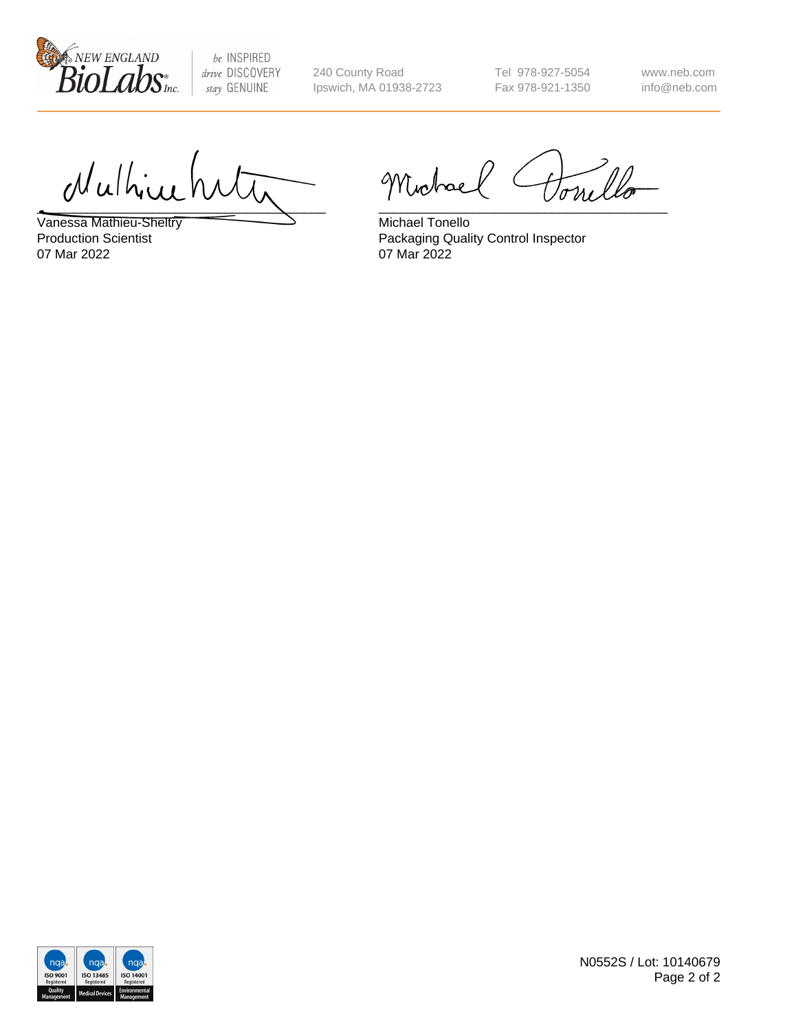Vanessa Mathieu-Sheltry
Production Scientist
07 Mar 2022

Michael Tonello
Packaging Quality Control Inspector
07 Mar 2022

N0552S / Lot: 10140679